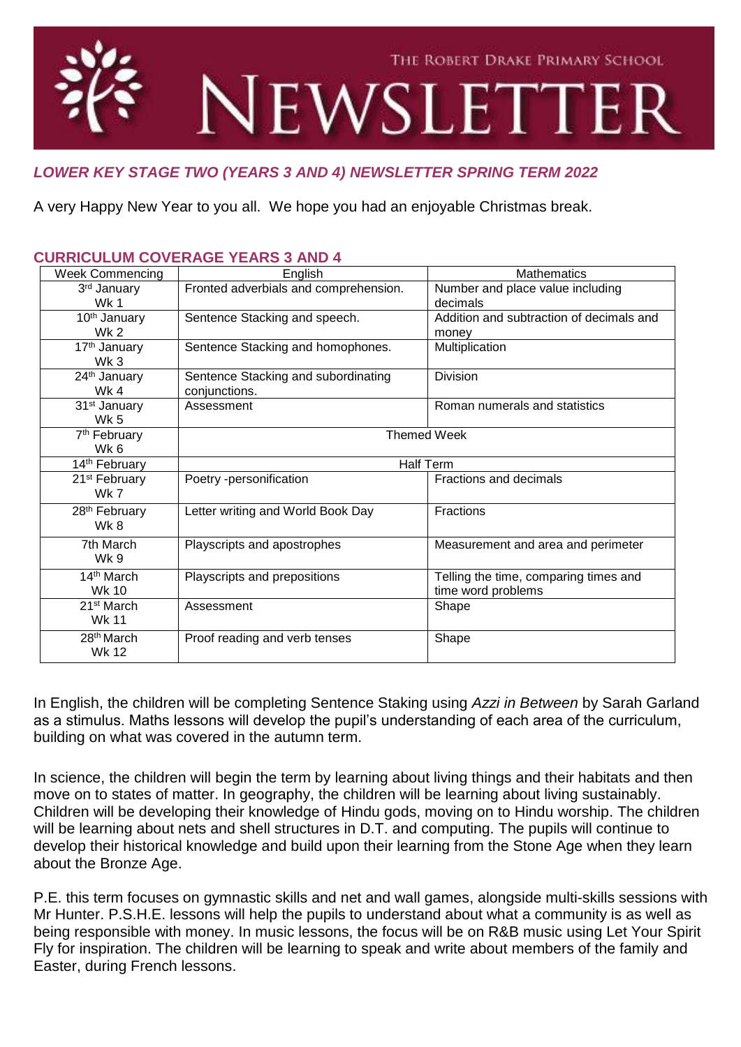# THE ROBERT DRAKE PRIMARY SCHOOL NEWSLETTER

## *LOWER KEY STAGE TWO (YEARS 3 AND 4) NEWSLETTER SPRING TERM 2022*

A very Happy New Year to you all. We hope you had an enjoyable Christmas break.

### CURRICULUM COVERAGE YEARS 3 AND 4

| Week Commencing | English | Mathematics |
|---|---|---|
| 3rd January Wk 1 | Fronted adverbials and comprehension. | Number and place value including decimals |
| 10th January Wk 2 | Sentence Stacking and speech. | Addition and subtraction of decimals and money |
| 17th January Wk 3 | Sentence Stacking and homophones. | Multiplication |
| 24th January Wk 4 | Sentence Stacking and subordinating conjunctions. | Division |
| 31st January Wk 5 | Assessment | Roman numerals and statistics |
| 7th February Wk 6 | Themed Week | |
| 14th February | Half Term | |
| 21st February Wk 7 | Poetry -personification | Fractions and decimals |
| 28th February Wk 8 | Letter writing and World Book Day | Fractions |
| 7th March Wk 9 | Playscripts and apostrophes | Measurement and area and perimeter |
| 14th March Wk 10 | Playscripts and prepositions | Telling the time, comparing times and time word problems |
| 21st March Wk 11 | Assessment | Shape |
| 28th March Wk 12 | Proof reading and verb tenses | Shape |

In English, the children will be completing Sentence Staking using *Azzi in Between* by Sarah Garland as a stimulus. Maths lessons will develop the pupil's understanding of each area of the curriculum, building on what was covered in the autumn term.

In science, the children will begin the term by learning about living things and their habitats and then move on to states of matter. In geography, the children will be learning about living sustainably. Children will be developing their knowledge of Hindu gods, moving on to Hindu worship. The children will be learning about nets and shell structures in D.T. and computing. The pupils will continue to develop their historical knowledge and build upon their learning from the Stone Age when they learn about the Bronze Age.

P.E. this term focuses on gymnastic skills and net and wall games, alongside multi-skills sessions with Mr Hunter. P.S.H.E. lessons will help the pupils to understand about what a community is as well as being responsible with money. In music lessons, the focus will be on R&B music using Let Your Spirit Fly for inspiration. The children will be learning to speak and write about members of the family and Easter, during French lessons.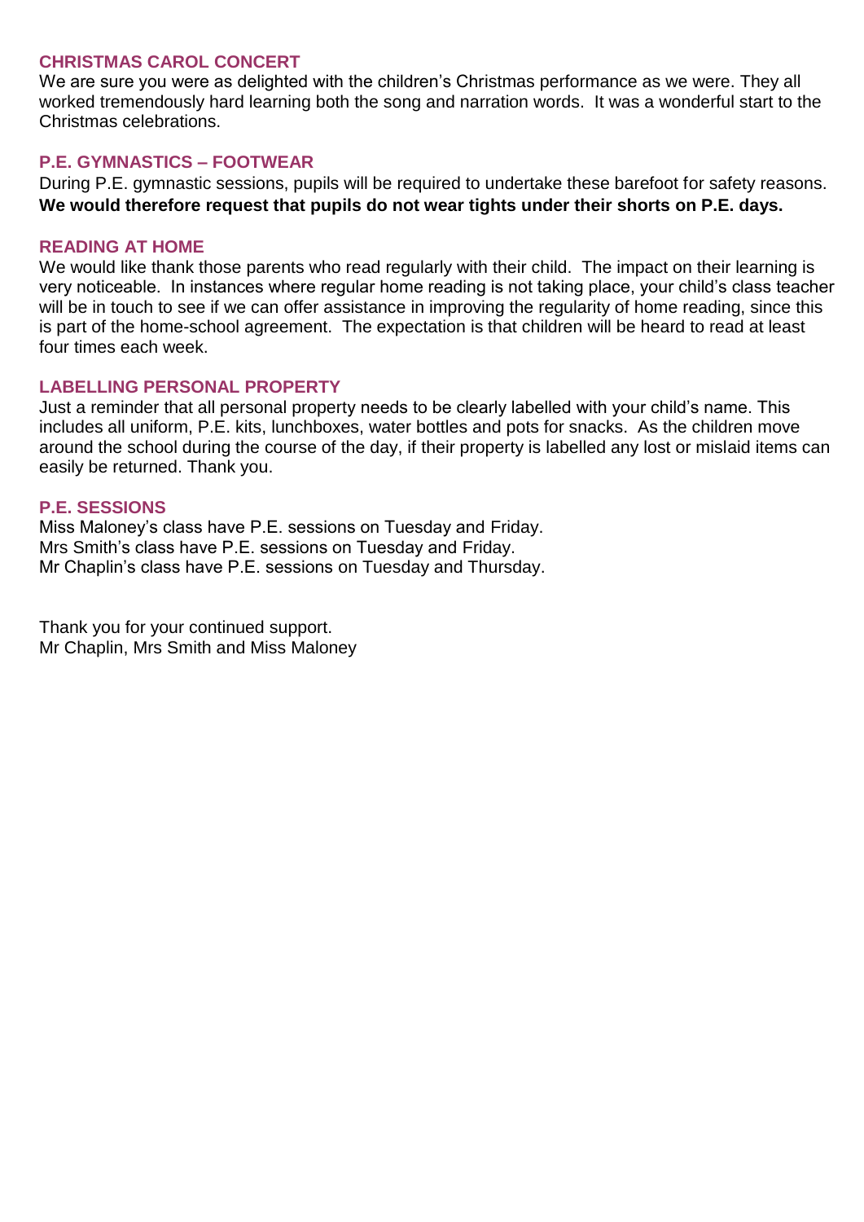## CHRISTMAS CAROL CONCERT

We are sure you were as delighted with the children's Christmas performance as we were. They all worked tremendously hard learning both the song and narration words. It was a wonderful start to the Christmas celebrations.

## P.E. GYMNASTICS – FOOTWEAR

During P.E. gymnastic sessions, pupils will be required to undertake these barefoot for safety reasons. **We would therefore request that pupils do not wear tights under their shorts on P.E. days.**

## READING AT HOME

We would like thank those parents who read regularly with their child. The impact on their learning is very noticeable. In instances where regular home reading is not taking place, your child's class teacher will be in touch to see if we can offer assistance in improving the regularity of home reading, since this is part of the home-school agreement. The expectation is that children will be heard to read at least four times each week.

## LABELLING PERSONAL PROPERTY

Just a reminder that all personal property needs to be clearly labelled with your child's name. This includes all uniform, P.E. kits, lunchboxes, water bottles and pots for snacks. As the children move around the school during the course of the day, if their property is labelled any lost or mislaid items can easily be returned. Thank you.

## P.E. SESSIONS

Miss Maloney's class have P.E. sessions on Tuesday and Friday.
Mrs Smith's class have P.E. sessions on Tuesday and Friday.
Mr Chaplin's class have P.E. sessions on Tuesday and Thursday.

Thank you for your continued support.
Mr Chaplin, Mrs Smith and Miss Maloney